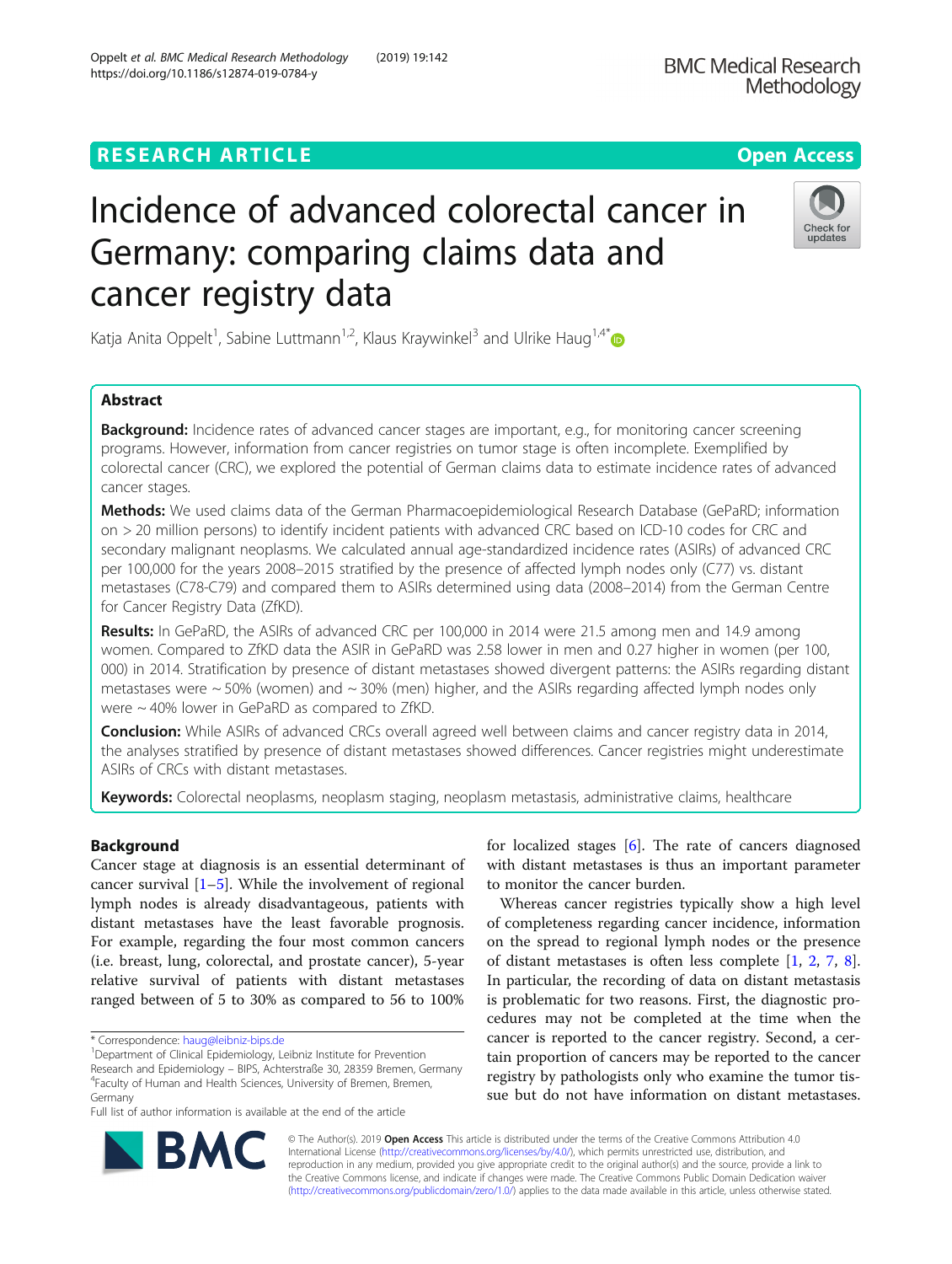# Incidence of advanced colorectal cancer in Germany: comparing claims data and cancer registry data

Katja Anita Oppelt[1], Sabine Luttmann[1,2], Klaus Kraywinkel[3] and Ulrike Haug[1,4*]

## Abstract

**Background:** Incidence rates of advanced cancer stages are important, e.g., for monitoring cancer screening programs. However, information from cancer registries on tumor stage is often incomplete. Exemplified by colorectal cancer (CRC), we explored the potential of German claims data to estimate incidence rates of advanced cancer stages.

**Methods:** We used claims data of the German Pharmacoepidemiological Research Database (GePaRD; information on > 20 million persons) to identify incident patients with advanced CRC based on ICD-10 codes for CRC and secondary malignant neoplasms. We calculated annual age-standardized incidence rates (ASIRs) of advanced CRC per 100,000 for the years 2008–2015 stratified by the presence of affected lymph nodes only (C77) vs. distant metastases (C78-C79) and compared them to ASIRs determined using data (2008–2014) from the German Centre for Cancer Registry Data (ZfKD).

**Results:** In GePaRD, the ASIRs of advanced CRC per 100,000 in 2014 were 21.5 among men and 14.9 among women. Compared to ZfKD data the ASIR in GePaRD was 2.58 lower in men and 0.27 higher in women (per 100,000) in 2014. Stratification by presence of distant metastases showed divergent patterns: the ASIRs regarding distant metastases were ~ 50% (women) and ~ 30% (men) higher, and the ASIRs regarding affected lymph nodes only were ~ 40% lower in GePaRD as compared to ZfKD.

**Conclusion:** While ASIRs of advanced CRCs overall agreed well between claims and cancer registry data in 2014, the analyses stratified by presence of distant metastases showed differences. Cancer registries might underestimate ASIRs of CRCs with distant metastases.

**Keywords:** Colorectal neoplasms, neoplasm staging, neoplasm metastasis, administrative claims, healthcare

## Background

Cancer stage at diagnosis is an essential determinant of cancer survival [1–5]. While the involvement of regional lymph nodes is already disadvantageous, patients with distant metastases have the least favorable prognosis. For example, regarding the four most common cancers (i.e. breast, lung, colorectal, and prostate cancer), 5-year relative survival of patients with distant metastases ranged between of 5 to 30% as compared to 56 to 100% for localized stages [6]. The rate of cancers diagnosed with distant metastases is thus an important parameter to monitor the cancer burden.

Whereas cancer registries typically show a high level of completeness regarding cancer incidence, information on the spread to regional lymph nodes or the presence of distant metastases is often less complete [1, 2, 7, 8]. In particular, the recording of data on distant metastasis is problematic for two reasons. First, the diagnostic procedures may not be completed at the time when the cancer is reported to the cancer registry. Second, a certain proportion of cancers may be reported to the cancer registry by pathologists only who examine the tumor tissue but do not have information on distant metastases.

\* Correspondence: haug@leibniz-bips.de

[1]Department of Clinical Epidemiology, Leibniz Institute for Prevention Research and Epidemiology – BIPS, Achterstraße 30, 28359 Bremen, Germany

[4]Faculty of Human and Health Sciences, University of Bremen, Bremen, Germany

Full list of author information is available at the end of the article

© The Author(s). 2019 **Open Access** This article is distributed under the terms of the Creative Commons Attribution 4.0 International License (http://creativecommons.org/licenses/by/4.0/), which permits unrestricted use, distribution, and reproduction in any medium, provided you give appropriate credit to the original author(s) and the source, provide a link to the Creative Commons license, and indicate if changes were made. The Creative Commons Public Domain Dedication waiver (http://creativecommons.org/publicdomain/zero/1.0/) applies to the data made available in this article, unless otherwise stated.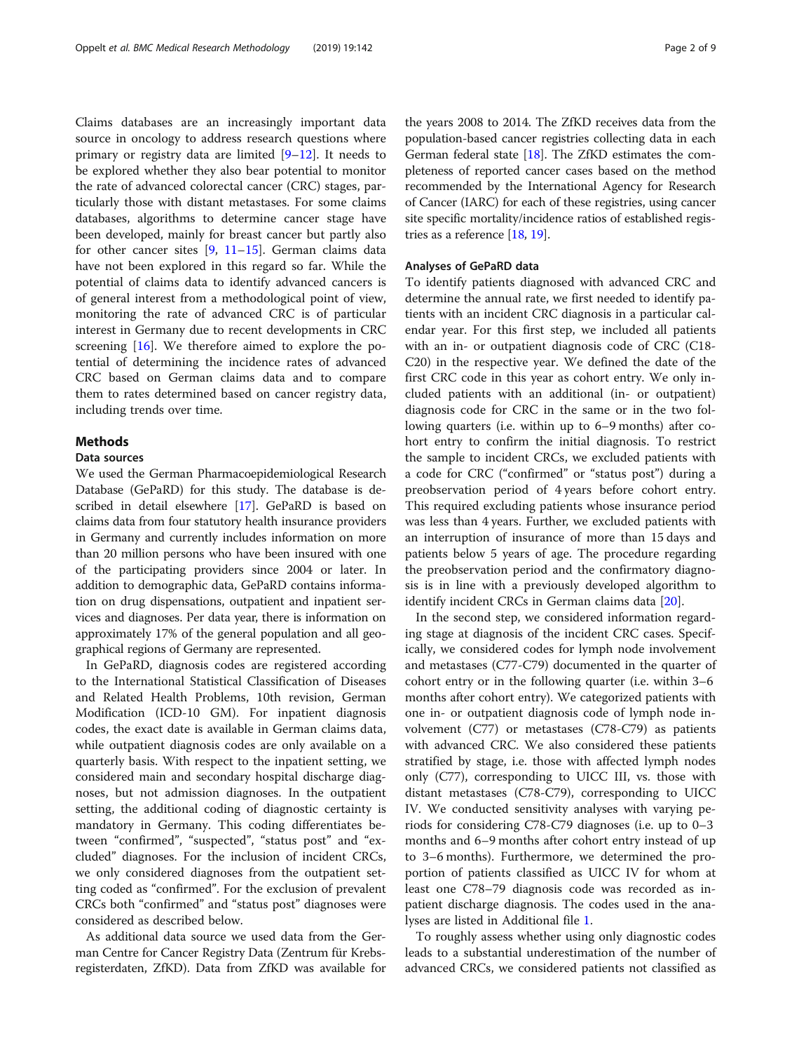Claims databases are an increasingly important data source in oncology to address research questions where primary or registry data are limited [9–12]. It needs to be explored whether they also bear potential to monitor the rate of advanced colorectal cancer (CRC) stages, particularly those with distant metastases. For some claims databases, algorithms to determine cancer stage have been developed, mainly for breast cancer but partly also for other cancer sites [9, 11–15]. German claims data have not been explored in this regard so far. While the potential of claims data to identify advanced cancers is of general interest from a methodological point of view, monitoring the rate of advanced CRC is of particular interest in Germany due to recent developments in CRC screening [16]. We therefore aimed to explore the potential of determining the incidence rates of advanced CRC based on German claims data and to compare them to rates determined based on cancer registry data, including trends over time.

## Methods

### Data sources

We used the German Pharmacoepidemiological Research Database (GePaRD) for this study. The database is described in detail elsewhere [17]. GePaRD is based on claims data from four statutory health insurance providers in Germany and currently includes information on more than 20 million persons who have been insured with one of the participating providers since 2004 or later. In addition to demographic data, GePaRD contains information on drug dispensations, outpatient and inpatient services and diagnoses. Per data year, there is information on approximately 17% of the general population and all geographical regions of Germany are represented.

In GePaRD, diagnosis codes are registered according to the International Statistical Classification of Diseases and Related Health Problems, 10th revision, German Modification (ICD-10 GM). For inpatient diagnosis codes, the exact date is available in German claims data, while outpatient diagnosis codes are only available on a quarterly basis. With respect to the inpatient setting, we considered main and secondary hospital discharge diagnoses, but not admission diagnoses. In the outpatient setting, the additional coding of diagnostic certainty is mandatory in Germany. This coding differentiates between "confirmed", "suspected", "status post" and "excluded" diagnoses. For the inclusion of incident CRCs, we only considered diagnoses from the outpatient setting coded as "confirmed". For the exclusion of prevalent CRCs both "confirmed" and "status post" diagnoses were considered as described below.

As additional data source we used data from the German Centre for Cancer Registry Data (Zentrum für Krebsregisterdaten, ZfKD). Data from ZfKD was available for the years 2008 to 2014. The ZfKD receives data from the population-based cancer registries collecting data in each German federal state [18]. The ZfKD estimates the completeness of reported cancer cases based on the method recommended by the International Agency for Research of Cancer (IARC) for each of these registries, using cancer site specific mortality/incidence ratios of established registries as a reference [18, 19].

### Analyses of GePaRD data

To identify patients diagnosed with advanced CRC and determine the annual rate, we first needed to identify patients with an incident CRC diagnosis in a particular calendar year. For this first step, we included all patients with an in- or outpatient diagnosis code of CRC (C18-C20) in the respective year. We defined the date of the first CRC code in this year as cohort entry. We only included patients with an additional (in- or outpatient) diagnosis code for CRC in the same or in the two following quarters (i.e. within up to 6–9 months) after cohort entry to confirm the initial diagnosis. To restrict the sample to incident CRCs, we excluded patients with a code for CRC ("confirmed" or "status post") during a preobservation period of 4 years before cohort entry. This required excluding patients whose insurance period was less than 4 years. Further, we excluded patients with an interruption of insurance of more than 15 days and patients below 5 years of age. The procedure regarding the preobservation period and the confirmatory diagnosis is in line with a previously developed algorithm to identify incident CRCs in German claims data [20].

In the second step, we considered information regarding stage at diagnosis of the incident CRC cases. Specifically, we considered codes for lymph node involvement and metastases (C77-C79) documented in the quarter of cohort entry or in the following quarter (i.e. within 3–6 months after cohort entry). We categorized patients with one in- or outpatient diagnosis code of lymph node involvement (C77) or metastases (C78-C79) as patients with advanced CRC. We also considered these patients stratified by stage, i.e. those with affected lymph nodes only (C77), corresponding to UICC III, vs. those with distant metastases (C78-C79), corresponding to UICC IV. We conducted sensitivity analyses with varying periods for considering C78-C79 diagnoses (i.e. up to 0–3 months and 6–9 months after cohort entry instead of up to 3–6 months). Furthermore, we determined the proportion of patients classified as UICC IV for whom at least one C78–79 diagnosis code was recorded as inpatient discharge diagnosis. The codes used in the analyses are listed in Additional file 1.

To roughly assess whether using only diagnostic codes leads to a substantial underestimation of the number of advanced CRCs, we considered patients not classified as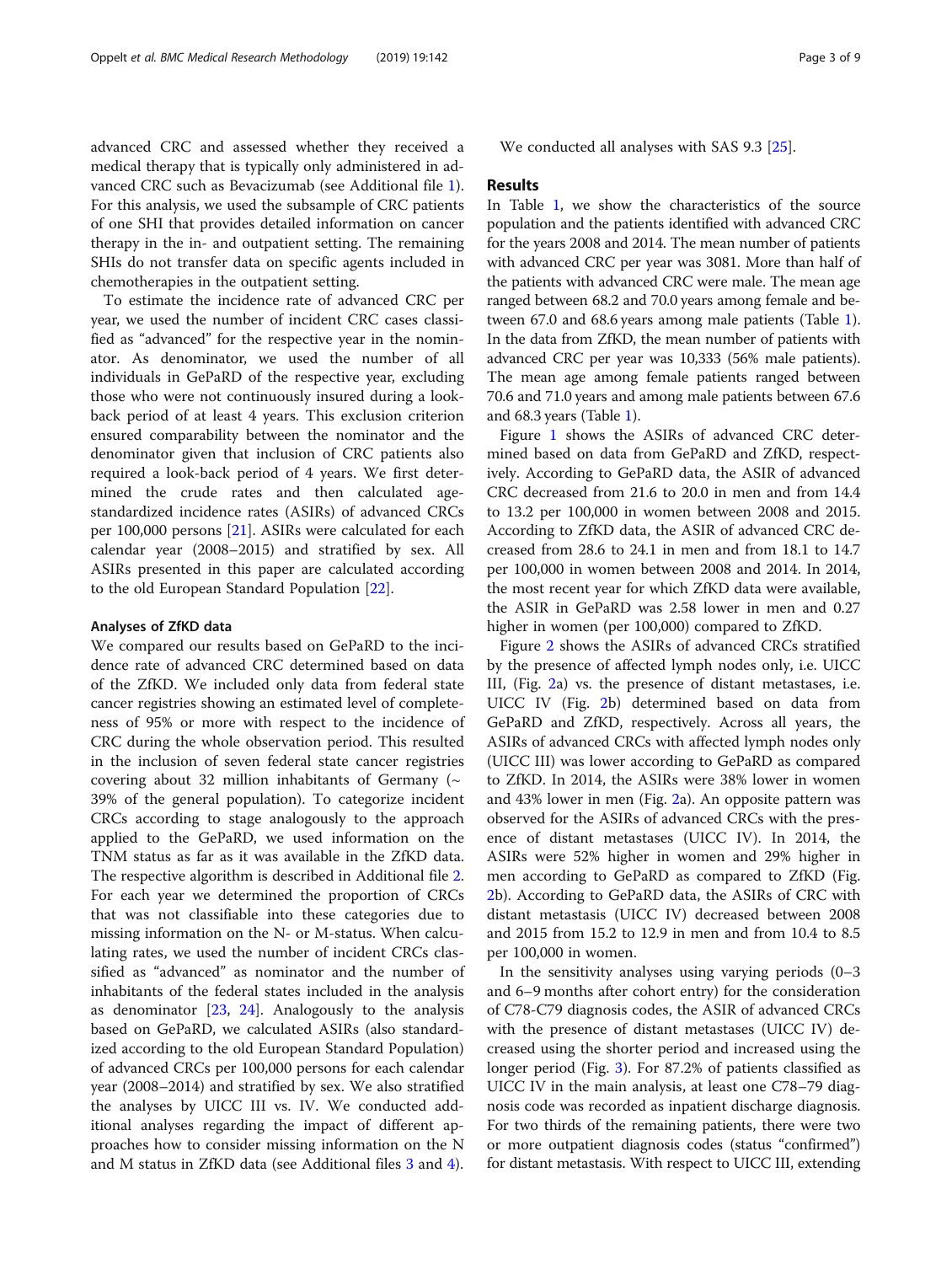advanced CRC and assessed whether they received a medical therapy that is typically only administered in advanced CRC such as Bevacizumab (see Additional file 1). For this analysis, we used the subsample of CRC patients of one SHI that provides detailed information on cancer therapy in the in- and outpatient setting. The remaining SHIs do not transfer data on specific agents included in chemotherapies in the outpatient setting.

To estimate the incidence rate of advanced CRC per year, we used the number of incident CRC cases classified as "advanced" for the respective year in the nominator. As denominator, we used the number of all individuals in GePaRD of the respective year, excluding those who were not continuously insured during a look-back period of at least 4 years. This exclusion criterion ensured comparability between the nominator and the denominator given that inclusion of CRC patients also required a look-back period of 4 years. We first determined the crude rates and then calculated age-standardized incidence rates (ASIRs) of advanced CRCs per 100,000 persons [21]. ASIRs were calculated for each calendar year (2008–2015) and stratified by sex. All ASIRs presented in this paper are calculated according to the old European Standard Population [22].

### Analyses of ZfKD data

We compared our results based on GePaRD to the incidence rate of advanced CRC determined based on data of the ZfKD. We included only data from federal state cancer registries showing an estimated level of completeness of 95% or more with respect to the incidence of CRC during the whole observation period. This resulted in the inclusion of seven federal state cancer registries covering about 32 million inhabitants of Germany (~ 39% of the general population). To categorize incident CRCs according to stage analogously to the approach applied to the GePaRD, we used information on the TNM status as far as it was available in the ZfKD data. The respective algorithm is described in Additional file 2. For each year we determined the proportion of CRCs that was not classifiable into these categories due to missing information on the N- or M-status. When calculating rates, we used the number of incident CRCs classified as "advanced" as nominator and the number of inhabitants of the federal states included in the analysis as denominator [23, 24]. Analogously to the analysis based on GePaRD, we calculated ASIRs (also standardized according to the old European Standard Population) of advanced CRCs per 100,000 persons for each calendar year (2008–2014) and stratified by sex. We also stratified the analyses by UICC III vs. IV. We conducted additional analyses regarding the impact of different approaches how to consider missing information on the N and M status in ZfKD data (see Additional files 3 and 4).

We conducted all analyses with SAS 9.3 [25].

## Results

In Table 1, we show the characteristics of the source population and the patients identified with advanced CRC for the years 2008 and 2014. The mean number of patients with advanced CRC per year was 3081. More than half of the patients with advanced CRC were male. The mean age ranged between 68.2 and 70.0 years among female and between 67.0 and 68.6 years among male patients (Table 1). In the data from ZfKD, the mean number of patients with advanced CRC per year was 10,333 (56% male patients). The mean age among female patients ranged between 70.6 and 71.0 years and among male patients between 67.6 and 68.3 years (Table 1).

Figure 1 shows the ASIRs of advanced CRC determined based on data from GePaRD and ZfKD, respectively. According to GePaRD data, the ASIR of advanced CRC decreased from 21.6 to 20.0 in men and from 14.4 to 13.2 per 100,000 in women between 2008 and 2015. According to ZfKD data, the ASIR of advanced CRC decreased from 28.6 to 24.1 in men and from 18.1 to 14.7 per 100,000 in women between 2008 and 2014. In 2014, the most recent year for which ZfKD data were available, the ASIR in GePaRD was 2.58 lower in men and 0.27 higher in women (per 100,000) compared to ZfKD.

Figure 2 shows the ASIRs of advanced CRCs stratified by the presence of affected lymph nodes only, i.e. UICC III, (Fig. 2a) vs. the presence of distant metastases, i.e. UICC IV (Fig. 2b) determined based on data from GePaRD and ZfKD, respectively. Across all years, the ASIRs of advanced CRCs with affected lymph nodes only (UICC III) was lower according to GePaRD as compared to ZfKD. In 2014, the ASIRs were 38% lower in women and 43% lower in men (Fig. 2a). An opposite pattern was observed for the ASIRs of advanced CRCs with the presence of distant metastases (UICC IV). In 2014, the ASIRs were 52% higher in women and 29% higher in men according to GePaRD as compared to ZfKD (Fig. 2b). According to GePaRD data, the ASIRs of CRC with distant metastasis (UICC IV) decreased between 2008 and 2015 from 15.2 to 12.9 in men and from 10.4 to 8.5 per 100,000 in women.

In the sensitivity analyses using varying periods (0–3 and 6–9 months after cohort entry) for the consideration of C78-C79 diagnosis codes, the ASIR of advanced CRCs with the presence of distant metastases (UICC IV) decreased using the shorter period and increased using the longer period (Fig. 3). For 87.2% of patients classified as UICC IV in the main analysis, at least one C78–79 diagnosis code was recorded as inpatient discharge diagnosis. For two thirds of the remaining patients, there were two or more outpatient diagnosis codes (status "confirmed") for distant metastasis. With respect to UICC III, extending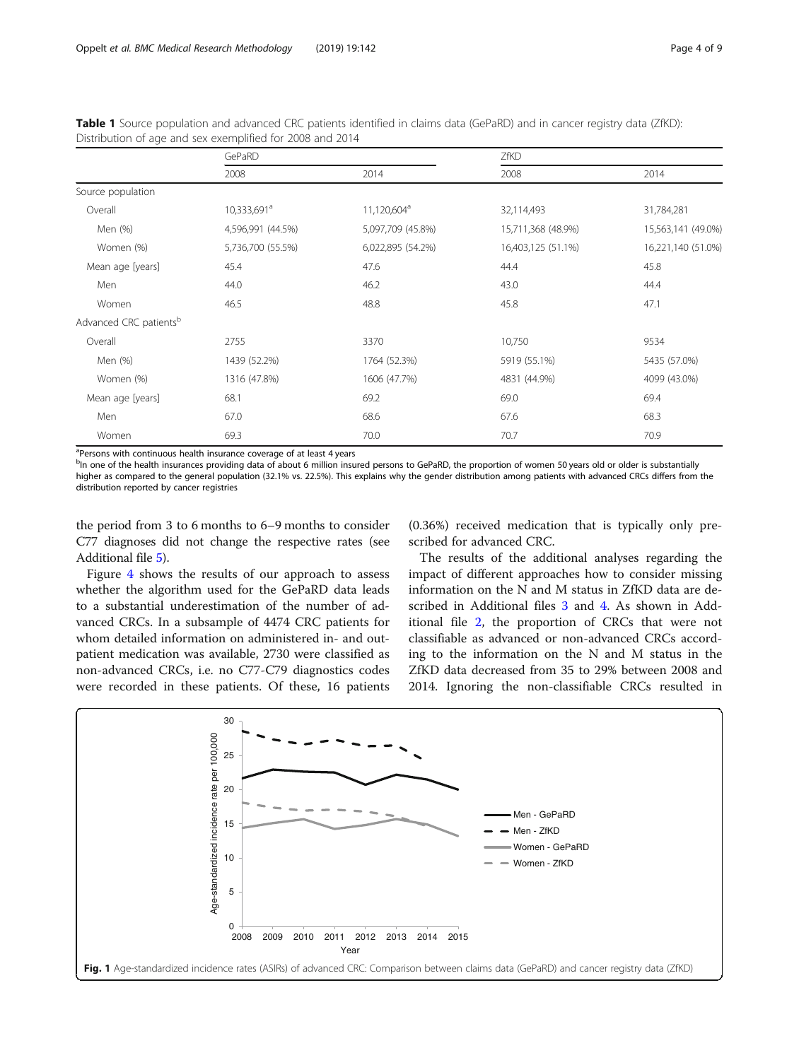**Table 1** Source population and advanced CRC patients identified in claims data (GePaRD) and in cancer registry data (ZfKD): Distribution of age and sex exemplified for 2008 and 2014

| | GePaRD | | ZfKD | |
|---|---|---|---|---|
| | 2008 | 2014 | 2008 | 2014 |
| Source population | | | | |
| Overall | 10,333,691[a] | 11,120,604[a] | 32,114,493 | 31,784,281 |
| Men (%) | 4,596,991 (44.5%) | 5,097,709 (45.8%) | 15,711,368 (48.9%) | 15,563,141 (49.0%) |
| Women (%) | 5,736,700 (55.5%) | 6,022,895 (54.2%) | 16,403,125 (51.1%) | 16,221,140 (51.0%) |
| Mean age [years] | 45.4 | 47.6 | 44.4 | 45.8 |
| Men | 44.0 | 46.2 | 43.0 | 44.4 |
| Women | 46.5 | 48.8 | 45.8 | 47.1 |
| Advanced CRC patients[b] | | | | |
| Overall | 2755 | 3370 | 10,750 | 9534 |
| Men (%) | 1439 (52.2%) | 1764 (52.3%) | 5919 (55.1%) | 5435 (57.0%) |
| Women (%) | 1316 (47.8%) | 1606 (47.7%) | 4831 (44.9%) | 4099 (43.0%) |
| Mean age [years] | 68.1 | 69.2 | 69.0 | 69.4 |
| Men | 67.0 | 68.6 | 67.6 | 68.3 |
| Women | 69.3 | 70.0 | 70.7 | 70.9 |

[a]Persons with continuous health insurance coverage of at least 4 years

[b]In one of the health insurances providing data of about 6 million insured persons to GePaRD, the proportion of women 50 years old or older is substantially higher as compared to the general population (32.1% vs. 22.5%). This explains why the gender distribution among patients with advanced CRCs differs from the distribution reported by cancer registries

the period from 3 to 6 months to 6–9 months to consider C77 diagnoses did not change the respective rates (see Additional file 5).

Figure 4 shows the results of our approach to assess whether the algorithm used for the GePaRD data leads to a substantial underestimation of the number of advanced CRCs. In a subsample of 4474 CRC patients for whom detailed information on administered in- and outpatient medication was available, 2730 were classified as non-advanced CRCs, i.e. no C77-C79 diagnostics codes were recorded in these patients. Of these, 16 patients (0.36%) received medication that is typically only prescribed for advanced CRC.

The results of the additional analyses regarding the impact of different approaches how to consider missing information on the N and M status in ZfKD data are described in Additional files 3 and 4. As shown in Additional file 2, the proportion of CRCs that were not classifiable as advanced or non-advanced CRCs according to the information on the N and M status in the ZfKD data decreased from 35 to 29% between 2008 and 2014. Ignoring the non-classifiable CRCs resulted in

**Fig. 1** Age-standardized incidence rates (ASIRs) of advanced CRC: Comparison between claims data (GePaRD) and cancer registry data (ZfKD)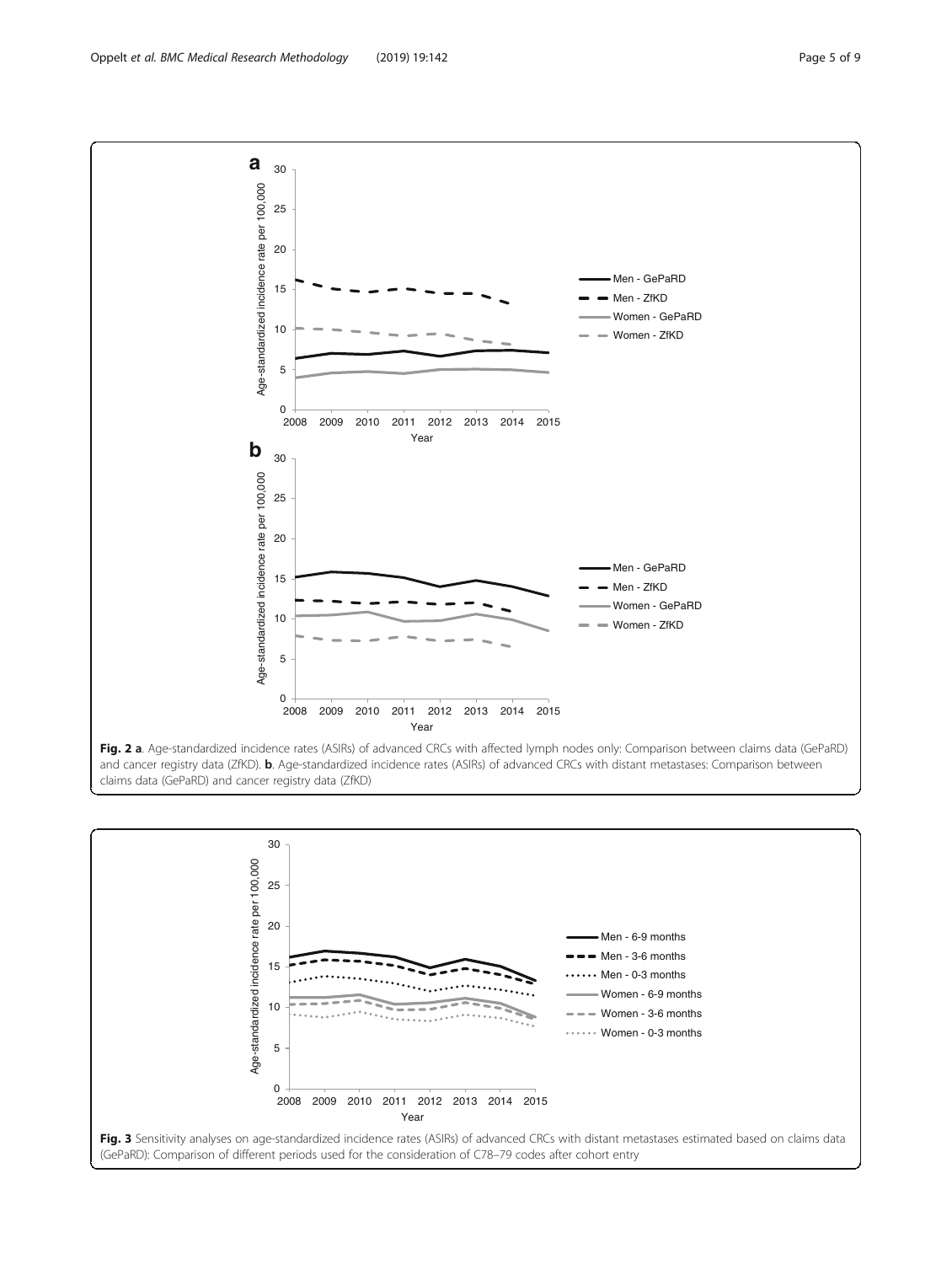**Fig. 2 a**. Age-standardized incidence rates (ASIRs) of advanced CRCs with affected lymph nodes only: Comparison between claims data (GePaRD) and cancer registry data (ZfKD). **b**. Age-standardized incidence rates (ASIRs) of advanced CRCs with distant metastases: Comparison between claims data (GePaRD) and cancer registry data (ZfKD)

**Fig. 3** Sensitivity analyses on age-standardized incidence rates (ASIRs) of advanced CRCs with distant metastases estimated based on claims data (GePaRD): Comparison of different periods used for the consideration of C78–79 codes after cohort entry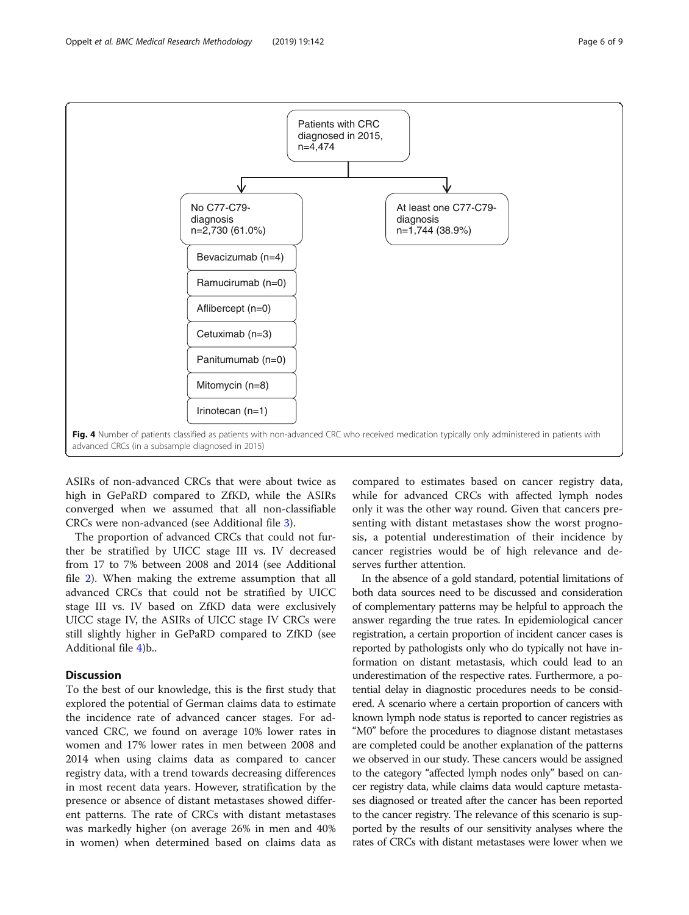Patients with CRC diagnosed in 2015, n=4,474

No C77-C79-diagnosis n=2,730 (61.0%)

At least one C77-C79-diagnosis n=1,744 (38.9%)

Bevacizumab (n=4)

Ramucirumab (n=0)

Aflibercept (n=0)

Cetuximab (n=3)

Panitumumab (n=0)

Mitomycin (n=8)

Irinotecan (n=1)

**Fig. 4** Number of patients classified as patients with non-advanced CRC who received medication typically only administered in patients with advanced CRCs (in a subsample diagnosed in 2015)

ASIRs of non-advanced CRCs that were about twice as high in GePaRD compared to ZfKD, while the ASIRs converged when we assumed that all non-classifiable CRCs were non-advanced (see Additional file 3).

The proportion of advanced CRCs that could not further be stratified by UICC stage III vs. IV decreased from 17 to 7% between 2008 and 2014 (see Additional file 2). When making the extreme assumption that all advanced CRCs that could not be stratified by UICC stage III vs. IV based on ZfKD data were exclusively UICC stage IV, the ASIRs of UICC stage IV CRCs were still slightly higher in GePaRD compared to ZfKD (see Additional file 4)b..

## Discussion

To the best of our knowledge, this is the first study that explored the potential of German claims data to estimate the incidence rate of advanced cancer stages. For advanced CRC, we found on average 10% lower rates in women and 17% lower rates in men between 2008 and 2014 when using claims data as compared to cancer registry data, with a trend towards decreasing differences in most recent data years. However, stratification by the presence or absence of distant metastases showed different patterns. The rate of CRCs with distant metastases was markedly higher (on average 26% in men and 40% in women) when determined based on claims data as compared to estimates based on cancer registry data, while for advanced CRCs with affected lymph nodes only it was the other way round. Given that cancers presenting with distant metastases show the worst prognosis, a potential underestimation of their incidence by cancer registries would be of high relevance and deserves further attention.

In the absence of a gold standard, potential limitations of both data sources need to be discussed and consideration of complementary patterns may be helpful to approach the answer regarding the true rates. In epidemiological cancer registration, a certain proportion of incident cancer cases is reported by pathologists only who do typically not have information on distant metastasis, which could lead to an underestimation of the respective rates. Furthermore, a potential delay in diagnostic procedures needs to be considered. A scenario where a certain proportion of cancers with known lymph node status is reported to cancer registries as "M0" before the procedures to diagnose distant metastases are completed could be another explanation of the patterns we observed in our study. These cancers would be assigned to the category "affected lymph nodes only" based on cancer registry data, while claims data would capture metastases diagnosed or treated after the cancer has been reported to the cancer registry. The relevance of this scenario is supported by the results of our sensitivity analyses where the rates of CRCs with distant metastases were lower when we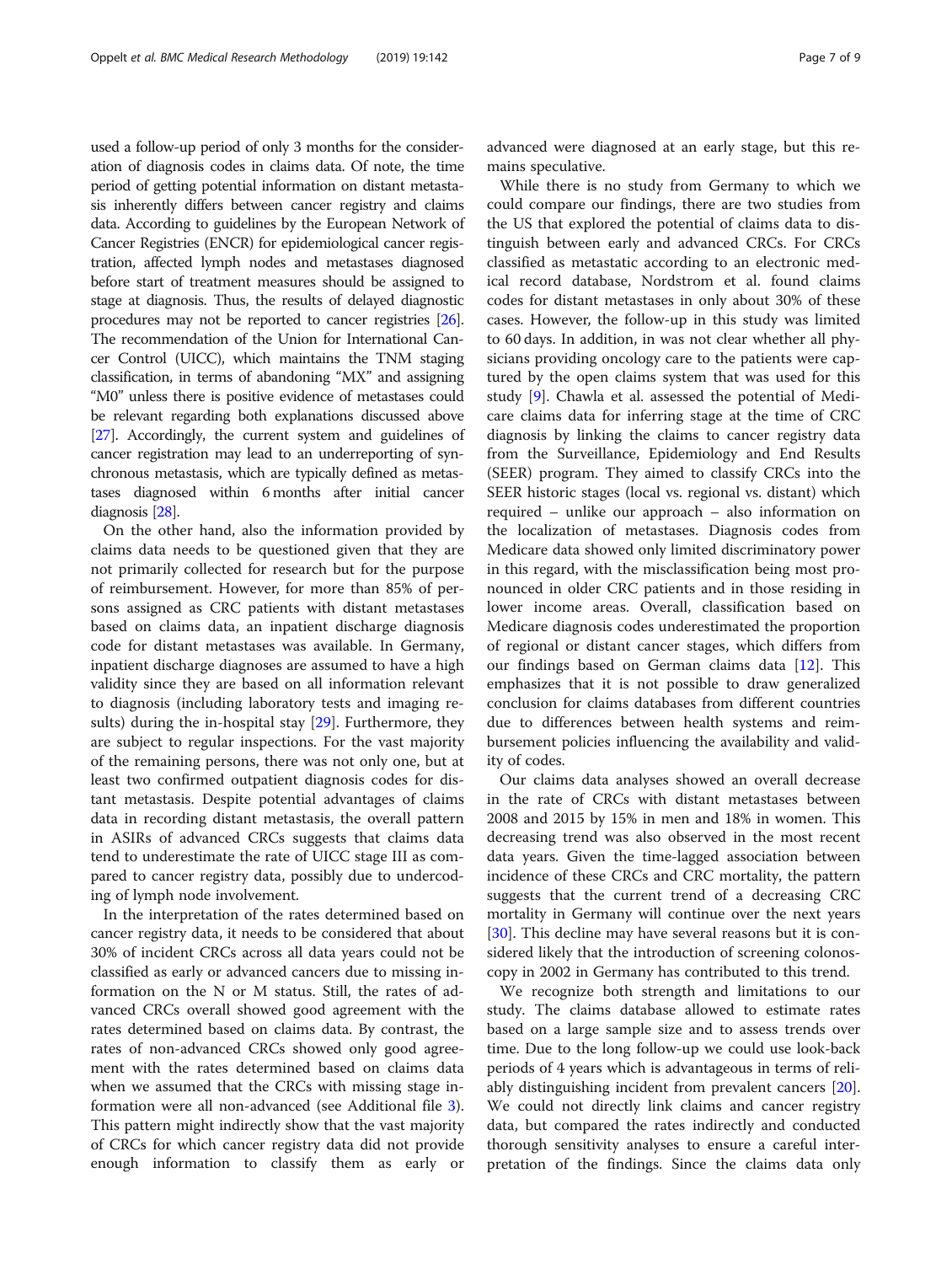used a follow-up period of only 3 months for the consideration of diagnosis codes in claims data. Of note, the time period of getting potential information on distant metastasis inherently differs between cancer registry and claims data. According to guidelines by the European Network of Cancer Registries (ENCR) for epidemiological cancer registration, affected lymph nodes and metastases diagnosed before start of treatment measures should be assigned to stage at diagnosis. Thus, the results of delayed diagnostic procedures may not be reported to cancer registries [26]. The recommendation of the Union for International Cancer Control (UICC), which maintains the TNM staging classification, in terms of abandoning "MX" and assigning "M0" unless there is positive evidence of metastases could be relevant regarding both explanations discussed above [27]. Accordingly, the current system and guidelines of cancer registration may lead to an underreporting of synchronous metastasis, which are typically defined as metastases diagnosed within 6 months after initial cancer diagnosis [28].

On the other hand, also the information provided by claims data needs to be questioned given that they are not primarily collected for research but for the purpose of reimbursement. However, for more than 85% of persons assigned as CRC patients with distant metastases based on claims data, an inpatient discharge diagnosis code for distant metastases was available. In Germany, inpatient discharge diagnoses are assumed to have a high validity since they are based on all information relevant to diagnosis (including laboratory tests and imaging results) during the in-hospital stay [29]. Furthermore, they are subject to regular inspections. For the vast majority of the remaining persons, there was not only one, but at least two confirmed outpatient diagnosis codes for distant metastasis. Despite potential advantages of claims data in recording distant metastasis, the overall pattern in ASIRs of advanced CRCs suggests that claims data tend to underestimate the rate of UICC stage III as compared to cancer registry data, possibly due to undercoding of lymph node involvement.

In the interpretation of the rates determined based on cancer registry data, it needs to be considered that about 30% of incident CRCs across all data years could not be classified as early or advanced cancers due to missing information on the N or M status. Still, the rates of advanced CRCs overall showed good agreement with the rates determined based on claims data. By contrast, the rates of non-advanced CRCs showed only good agreement with the rates determined based on claims data when we assumed that the CRCs with missing stage information were all non-advanced (see Additional file 3). This pattern might indirectly show that the vast majority of CRCs for which cancer registry data did not provide enough information to classify them as early or advanced were diagnosed at an early stage, but this remains speculative.

While there is no study from Germany to which we could compare our findings, there are two studies from the US that explored the potential of claims data to distinguish between early and advanced CRCs. For CRCs classified as metastatic according to an electronic medical record database, Nordstrom et al. found claims codes for distant metastases in only about 30% of these cases. However, the follow-up in this study was limited to 60 days. In addition, in was not clear whether all physicians providing oncology care to the patients were captured by the open claims system that was used for this study [9]. Chawla et al. assessed the potential of Medicare claims data for inferring stage at the time of CRC diagnosis by linking the claims to cancer registry data from the Surveillance, Epidemiology and End Results (SEER) program. They aimed to classify CRCs into the SEER historic stages (local vs. regional vs. distant) which required – unlike our approach – also information on the localization of metastases. Diagnosis codes from Medicare data showed only limited discriminatory power in this regard, with the misclassification being most pronounced in older CRC patients and in those residing in lower income areas. Overall, classification based on Medicare diagnosis codes underestimated the proportion of regional or distant cancer stages, which differs from our findings based on German claims data [12]. This emphasizes that it is not possible to draw generalized conclusion for claims databases from different countries due to differences between health systems and reimbursement policies influencing the availability and validity of codes.

Our claims data analyses showed an overall decrease in the rate of CRCs with distant metastases between 2008 and 2015 by 15% in men and 18% in women. This decreasing trend was also observed in the most recent data years. Given the time-lagged association between incidence of these CRCs and CRC mortality, the pattern suggests that the current trend of a decreasing CRC mortality in Germany will continue over the next years [30]. This decline may have several reasons but it is considered likely that the introduction of screening colonoscopy in 2002 in Germany has contributed to this trend.

We recognize both strength and limitations to our study. The claims database allowed to estimate rates based on a large sample size and to assess trends over time. Due to the long follow-up we could use look-back periods of 4 years which is advantageous in terms of reliably distinguishing incident from prevalent cancers [20]. We could not directly link claims and cancer registry data, but compared the rates indirectly and conducted thorough sensitivity analyses to ensure a careful interpretation of the findings. Since the claims data only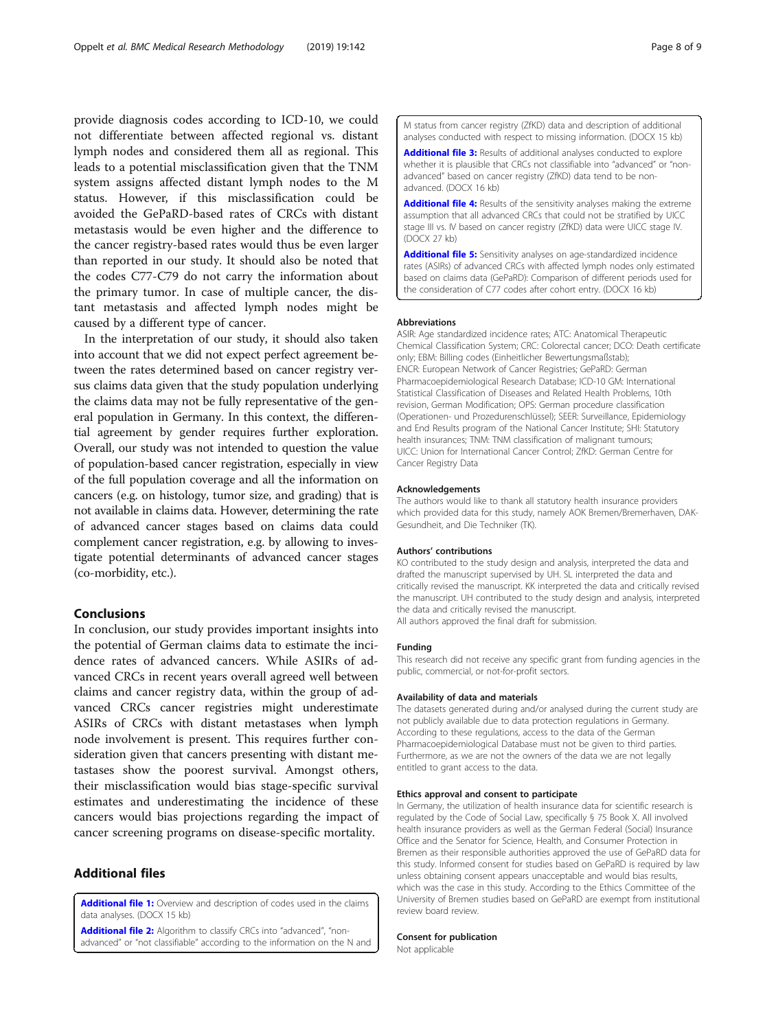provide diagnosis codes according to ICD-10, we could not differentiate between affected regional vs. distant lymph nodes and considered them all as regional. This leads to a potential misclassification given that the TNM system assigns affected distant lymph nodes to the M status. However, if this misclassification could be avoided the GePaRD-based rates of CRCs with distant metastasis would be even higher and the difference to the cancer registry-based rates would thus be even larger than reported in our study. It should also be noted that the codes C77-C79 do not carry the information about the primary tumor. In case of multiple cancer, the distant metastasis and affected lymph nodes might be caused by a different type of cancer.

In the interpretation of our study, it should also taken into account that we did not expect perfect agreement between the rates determined based on cancer registry versus claims data given that the study population underlying the claims data may not be fully representative of the general population in Germany. In this context, the differential agreement by gender requires further exploration. Overall, our study was not intended to question the value of population-based cancer registration, especially in view of the full population coverage and all the information on cancers (e.g. on histology, tumor size, and grading) that is not available in claims data. However, determining the rate of advanced cancer stages based on claims data could complement cancer registration, e.g. by allowing to investigate potential determinants of advanced cancer stages (co-morbidity, etc.).

## Conclusions

In conclusion, our study provides important insights into the potential of German claims data to estimate the incidence rates of advanced cancers. While ASIRs of advanced CRCs in recent years overall agreed well between claims and cancer registry data, within the group of advanced CRCs cancer registries might underestimate ASIRs of CRCs with distant metastases when lymph node involvement is present. This requires further consideration given that cancers presenting with distant metastases show the poorest survival. Amongst others, their misclassification would bias stage-specific survival estimates and underestimating the incidence of these cancers would bias projections regarding the impact of cancer screening programs on disease-specific mortality.

## Additional files

**Additional file 1:** Overview and description of codes used in the claims data analyses. (DOCX 15 kb)

**Additional file 2:** Algorithm to classify CRCs into "advanced", "non-advanced" or "not classifiable" according to the information on the N and M status from cancer registry (ZfKD) data and description of additional analyses conducted with respect to missing information. (DOCX 15 kb)

**Additional file 3:** Results of additional analyses conducted to explore whether it is plausible that CRCs not classifiable into "advanced" or "non-advanced" based on cancer registry (ZfKD) data tend to be non-advanced. (DOCX 16 kb)

**Additional file 4:** Results of the sensitivity analyses making the extreme assumption that all advanced CRCs that could not be stratified by UICC stage III vs. IV based on cancer registry (ZfKD) data were UICC stage IV. (DOCX 27 kb)

**Additional file 5:** Sensitivity analyses on age-standardized incidence rates (ASIRs) of advanced CRCs with affected lymph nodes only estimated based on claims data (GePaRD): Comparison of different periods used for the consideration of C77 codes after cohort entry. (DOCX 16 kb)

#### Abbreviations

ASIR: Age standardized incidence rates; ATC: Anatomical Therapeutic Chemical Classification System; CRC: Colorectal cancer; DCO: Death certificate only; EBM: Billing codes (Einheitlicher Bewertungsmaßstab); ENCR: European Network of Cancer Registries; GePaRD: German Pharmacoepidemiological Research Database; ICD-10 GM: International Statistical Classification of Diseases and Related Health Problems, 10th revision, German Modification; OPS: German procedure classification (Operationen- und Prozedurenschlüssel); SEER: Surveillance, Epidemiology and End Results program of the National Cancer Institute; SHI: Statutory health insurances; TNM: TNM classification of malignant tumours; UICC: Union for International Cancer Control; ZfKD: German Centre for Cancer Registry Data

#### Acknowledgements

The authors would like to thank all statutory health insurance providers which provided data for this study, namely AOK Bremen/Bremerhaven, DAK-Gesundheit, and Die Techniker (TK).

#### Authors' contributions

KO contributed to the study design and analysis, interpreted the data and drafted the manuscript supervised by UH. SL interpreted the data and critically revised the manuscript. KK interpreted the data and critically revised the manuscript. UH contributed to the study design and analysis, interpreted the data and critically revised the manuscript.
All authors approved the final draft for submission.

#### Funding

This research did not receive any specific grant from funding agencies in the public, commercial, or not-for-profit sectors.

#### Availability of data and materials

The datasets generated during and/or analysed during the current study are not publicly available due to data protection regulations in Germany. According to these regulations, access to the data of the German Pharmacoepidemiological Database must not be given to third parties. Furthermore, as we are not the owners of the data we are not legally entitled to grant access to the data.

#### Ethics approval and consent to participate

In Germany, the utilization of health insurance data for scientific research is regulated by the Code of Social Law, specifically § 75 Book X. All involved health insurance providers as well as the German Federal (Social) Insurance Office and the Senator for Science, Health, and Consumer Protection in Bremen as their responsible authorities approved the use of GePaRD data for this study. Informed consent for studies based on GePaRD is required by law unless obtaining consent appears unacceptable and would bias results, which was the case in this study. According to the Ethics Committee of the University of Bremen studies based on GePaRD are exempt from institutional review board review.

#### Consent for publication

Not applicable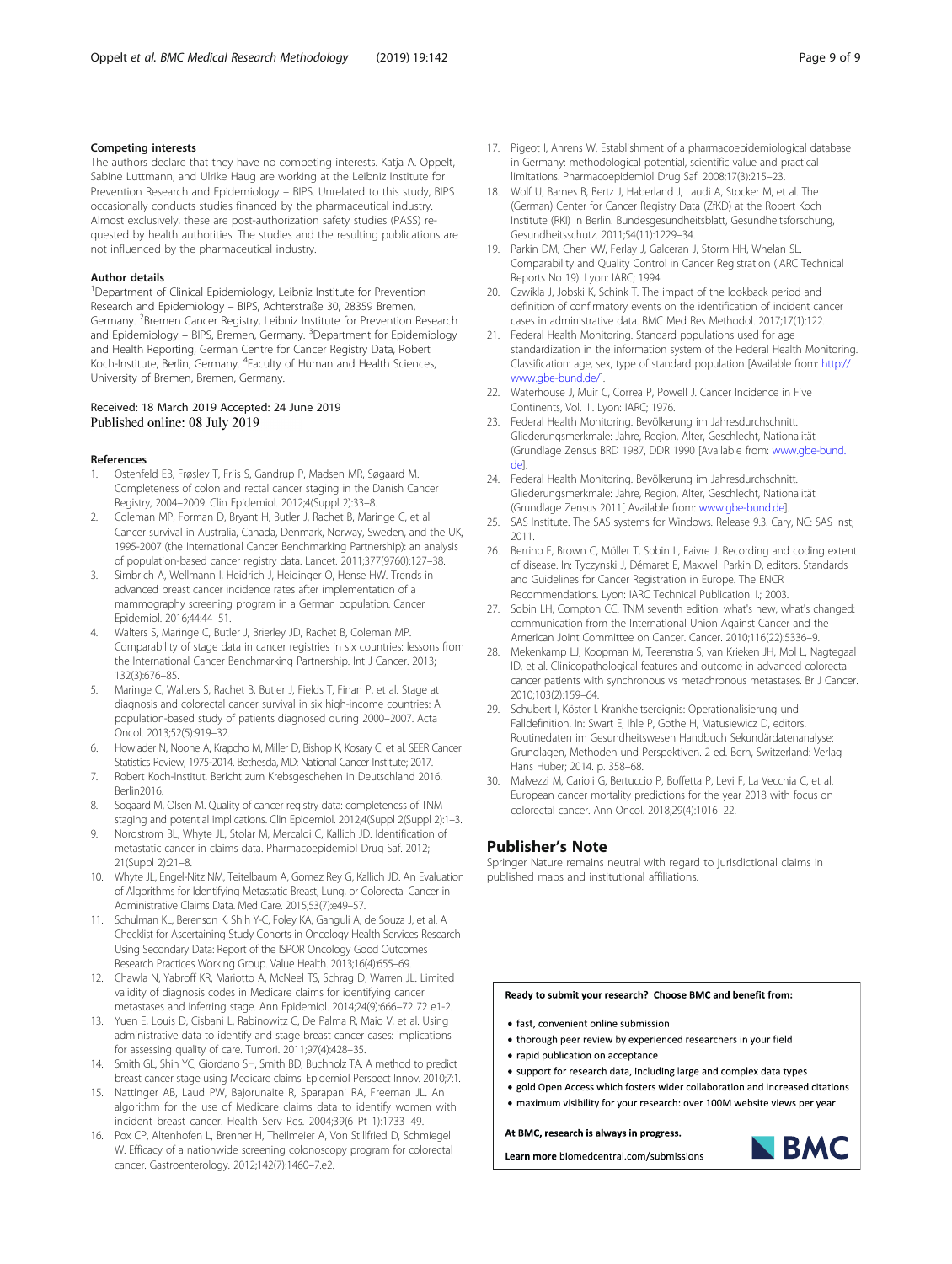### Competing interests

The authors declare that they have no competing interests. Katja A. Oppelt, Sabine Luttmann, and Ulrike Haug are working at the Leibniz Institute for Prevention Research and Epidemiology – BIPS. Unrelated to this study, BIPS occasionally conducts studies financed by the pharmaceutical industry. Almost exclusively, these are post-authorization safety studies (PASS) requested by health authorities. The studies and the resulting publications are not influenced by the pharmaceutical industry.

### Author details

[1]Department of Clinical Epidemiology, Leibniz Institute for Prevention Research and Epidemiology – BIPS, Achterstraße 30, 28359 Bremen, Germany. [2]Bremen Cancer Registry, Leibniz Institute for Prevention Research and Epidemiology – BIPS, Bremen, Germany. [3]Department for Epidemiology and Health Reporting, German Centre for Cancer Registry Data, Robert Koch-Institute, Berlin, Germany. [4]Faculty of Human and Health Sciences, University of Bremen, Bremen, Germany.

Received: 18 March 2019 Accepted: 24 June 2019
Published online: 08 July 2019

### References

1. Ostenfeld EB, Frøslev T, Friis S, Gandrup P, Madsen MR, Søgaard M. Completeness of colon and rectal cancer staging in the Danish Cancer Registry, 2004–2009. Clin Epidemiol. 2012;4(Suppl 2):33–8.
2. Coleman MP, Forman D, Bryant H, Butler J, Rachet B, Maringe C, et al. Cancer survival in Australia, Canada, Denmark, Norway, Sweden, and the UK, 1995-2007 (the International Cancer Benchmarking Partnership): an analysis of population-based cancer registry data. Lancet. 2011;377(9760):127–38.
3. Simbrich A, Wellmann I, Heidrich J, Heidinger O, Hense HW. Trends in advanced breast cancer incidence rates after implementation of a mammography screening program in a German population. Cancer Epidemiol. 2016;44:44–51.
4. Walters S, Maringe C, Butler J, Brierley JD, Rachet B, Coleman MP. Comparability of stage data in cancer registries in six countries: lessons from the International Cancer Benchmarking Partnership. Int J Cancer. 2013; 132(3):676–85.
5. Maringe C, Walters S, Rachet B, Butler J, Fields T, Finan P, et al. Stage at diagnosis and colorectal cancer survival in six high-income countries: A population-based study of patients diagnosed during 2000–2007. Acta Oncol. 2013;52(5):919–32.
6. Howlader N, Noone A, Krapcho M, Miller D, Bishop K, Kosary C, et al. SEER Cancer Statistics Review, 1975-2014. Bethesda, MD: National Cancer Institute; 2017.
7. Robert Koch-Institut. Bericht zum Krebsgeschehen in Deutschland 2016. Berlin2016.
8. Sogaard M, Olsen M. Quality of cancer registry data: completeness of TNM staging and potential implications. Clin Epidemiol. 2012;4(Suppl 2(Suppl 2):1–3.
9. Nordstrom BL, Whyte JL, Stolar M, Mercaldi C, Kallich JD. Identification of metastatic cancer in claims data. Pharmacoepidemiol Drug Saf. 2012; 21(Suppl 2):21–8.
10. Whyte JL, Engel-Nitz NM, Teitelbaum A, Gomez Rey G, Kallich JD. An Evaluation of Algorithms for Identifying Metastatic Breast, Lung, or Colorectal Cancer in Administrative Claims Data. Med Care. 2015;53(7):e49–57.
11. Schulman KL, Berenson K, Shih Y-C, Foley KA, Ganguli A, de Souza J, et al. A Checklist for Ascertaining Study Cohorts in Oncology Health Services Research Using Secondary Data: Report of the ISPOR Oncology Good Outcomes Research Practices Working Group. Value Health. 2013;16(4):655–69.
12. Chawla N, Yabroff KR, Mariotto A, McNeel TS, Schrag D, Warren JL. Limited validity of diagnosis codes in Medicare claims for identifying cancer metastases and inferring stage. Ann Epidemiol. 2014;24(9):666–72 72 e1-2.
13. Yuen E, Louis D, Cisbani L, Rabinowitz C, De Palma R, Maio V, et al. Using administrative data to identify and stage breast cancer cases: implications for assessing quality of care. Tumori. 2011;97(4):428–35.
14. Smith GL, Shih YC, Giordano SH, Smith BD, Buchholz TA. A method to predict breast cancer stage using Medicare claims. Epidemiol Perspect Innov. 2010;7:1.
15. Nattinger AB, Laud PW, Bajorunaite R, Sparapani RA, Freeman JL. An algorithm for the use of Medicare claims data to identify women with incident breast cancer. Health Serv Res. 2004;39(6 Pt 1):1733–49.
16. Pox CP, Altenhofen L, Brenner H, Theilmeier A, Von Stillfried D, Schmiegel W. Efficacy of a nationwide screening colonoscopy program for colorectal cancer. Gastroenterology. 2012;142(7):1460–7.e2.
17. Pigeot I, Ahrens W. Establishment of a pharmacoepidemiological database in Germany: methodological potential, scientific value and practical limitations. Pharmacoepidemiol Drug Saf. 2008;17(3):215–23.
18. Wolf U, Barnes B, Bertz J, Haberland J, Laudi A, Stocker M, et al. The (German) Center for Cancer Registry Data (ZfKD) at the Robert Koch Institute (RKI) in Berlin. Bundesgesundheitsblatt, Gesundheitsforschung, Gesundheitsschutz. 2011;54(11):1229–34.
19. Parkin DM, Chen VW, Ferlay J, Galceran J, Storm HH, Whelan SL. Comparability and Quality Control in Cancer Registration (IARC Technical Reports No 19). Lyon: IARC; 1994.
20. Czwikla J, Jobski K, Schink T. The impact of the lookback period and definition of confirmatory events on the identification of incident cancer cases in administrative data. BMC Med Res Methodol. 2017;17(1):122.
21. Federal Health Monitoring. Standard populations used for age standardization in the information system of the Federal Health Monitoring. Classification: age, sex, type of standard population [Available from: http://www.gbe-bund.de/].
22. Waterhouse J, Muir C, Correa P, Powell J. Cancer Incidence in Five Continents, Vol. III. Lyon: IARC; 1976.
23. Federal Health Monitoring. Bevölkerung im Jahresdurchschnitt. Gliederungsmerkmale: Jahre, Region, Alter, Geschlecht, Nationalität (Grundlage Zensus BRD 1987, DDR 1990 [Available from: www.gbe-bund.de].
24. Federal Health Monitoring. Bevölkerung im Jahresdurchschnitt. Gliederungsmerkmale: Jahre, Region, Alter, Geschlecht, Nationalität (Grundlage Zensus 2011[ Available from: www.gbe-bund.de].
25. SAS Institute. The SAS systems for Windows. Release 9.3. Cary, NC: SAS Inst; 2011.
26. Berrino F, Brown C, Möller T, Sobin L, Faivre J. Recording and coding extent of disease. In: Tyczynski J, Démaret E, Maxwell Parkin D, editors. Standards and Guidelines for Cancer Registration in Europe. The ENCR Recommendations. Lyon: IARC Technical Publication. I.; 2003.
27. Sobin LH, Compton CC. TNM seventh edition: what's new, what's changed: communication from the International Union Against Cancer and the American Joint Committee on Cancer. Cancer. 2010;116(22):5336–9.
28. Mekenkamp LJ, Koopman M, Teerenstra S, van Krieken JH, Mol L, Nagtegaal ID, et al. Clinicopathological features and outcome in advanced colorectal cancer patients with synchronous vs metachronous metastases. Br J Cancer. 2010;103(2):159–64.
29. Schubert I, Köster I. Krankheitsereignis: Operationalisierung und Falldefinition. In: Swart E, Ihle P, Gothe H, Matusiewicz D, editors. Routinedaten im Gesundheitswesen Handbuch Sekundärdatenanalyse: Grundlagen, Methoden und Perspektiven. 2 ed. Bern, Switzerland: Verlag Hans Huber; 2014. p. 358–68.
30. Malvezzi M, Carioli G, Bertuccio P, Boffetta P, Levi F, La Vecchia C, et al. European cancer mortality predictions for the year 2018 with focus on colorectal cancer. Ann Oncol. 2018;29(4):1016–22.

## Publisher's Note

Springer Nature remains neutral with regard to jurisdictional claims in published maps and institutional affiliations.

**Ready to submit your research? Choose BMC and benefit from:**

- fast, convenient online submission
- thorough peer review by experienced researchers in your field
- rapid publication on acceptance
- support for research data, including large and complex data types
- gold Open Access which fosters wider collaboration and increased citations
- maximum visibility for your research: over 100M website views per year

**At BMC, research is always in progress.**

**Learn more** biomedcentral.com/submissions

BMC